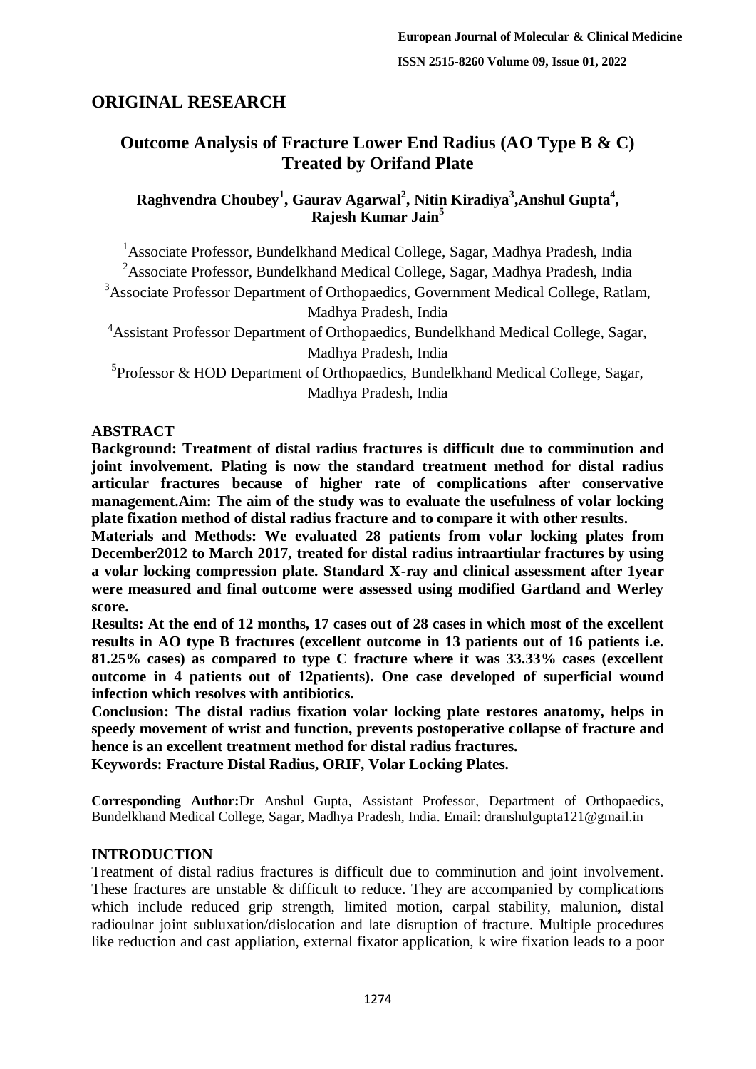## ORIGINAL RESEARCH

# Outcome Analysis of Fracture Lower End Radius (AO Type B & C) Treated by Orifand Plate

**Raghvendra Choubey[1], Gaurav Agarwal[2], Nitin Kiradiya[3],Anshul Gupta[4], Rajesh Kumar Jain[5]**

[1]Associate Professor, Bundelkhand Medical College, Sagar, Madhya Pradesh, India
[2]Associate Professor, Bundelkhand Medical College, Sagar, Madhya Pradesh, India
[3]Associate Professor Department of Orthopaedics, Government Medical College, Ratlam, Madhya Pradesh, India
[4]Assistant Professor Department of Orthopaedics, Bundelkhand Medical College, Sagar, Madhya Pradesh, India
[5]Professor & HOD Department of Orthopaedics, Bundelkhand Medical College, Sagar, Madhya Pradesh, India

## ABSTRACT

**Background: Treatment of distal radius fractures is difficult due to comminution and joint involvement. Plating is now the standard treatment method for distal radius articular fractures because of higher rate of complications after conservative management.Aim: The aim of the study was to evaluate the usefulness of volar locking plate fixation method of distal radius fracture and to compare it with other results.**

**Materials and Methods: We evaluated 28 patients from volar locking plates from December2012 to March 2017, treated for distal radius intraartiular fractures by using a volar locking compression plate. Standard X-ray and clinical assessment after 1year were measured and final outcome were assessed using modified Gartland and Werley score.**

**Results: At the end of 12 months, 17 cases out of 28 cases in which most of the excellent results in AO type B fractures (excellent outcome in 13 patients out of 16 patients i.e. 81.25% cases) as compared to type C fracture where it was 33.33% cases (excellent outcome in 4 patients out of 12patients). One case developed of superficial wound infection which resolves with antibiotics.**

**Conclusion: The distal radius fixation volar locking plate restores anatomy, helps in speedy movement of wrist and function, prevents postoperative collapse of fracture and hence is an excellent treatment method for distal radius fractures.**

**Keywords: Fracture Distal Radius, ORIF, Volar Locking Plates.**

**Corresponding Author:**Dr Anshul Gupta, Assistant Professor, Department of Orthopaedics, Bundelkhand Medical College, Sagar, Madhya Pradesh, India. Email: dranshulgupta121@gmail.in

## INTRODUCTION

Treatment of distal radius fractures is difficult due to comminution and joint involvement. These fractures are unstable & difficult to reduce. They are accompanied by complications which include reduced grip strength, limited motion, carpal stability, malunion, distal radioulnar joint subluxation/dislocation and late disruption of fracture. Multiple procedures like reduction and cast appliation, external fixator application, k wire fixation leads to a poor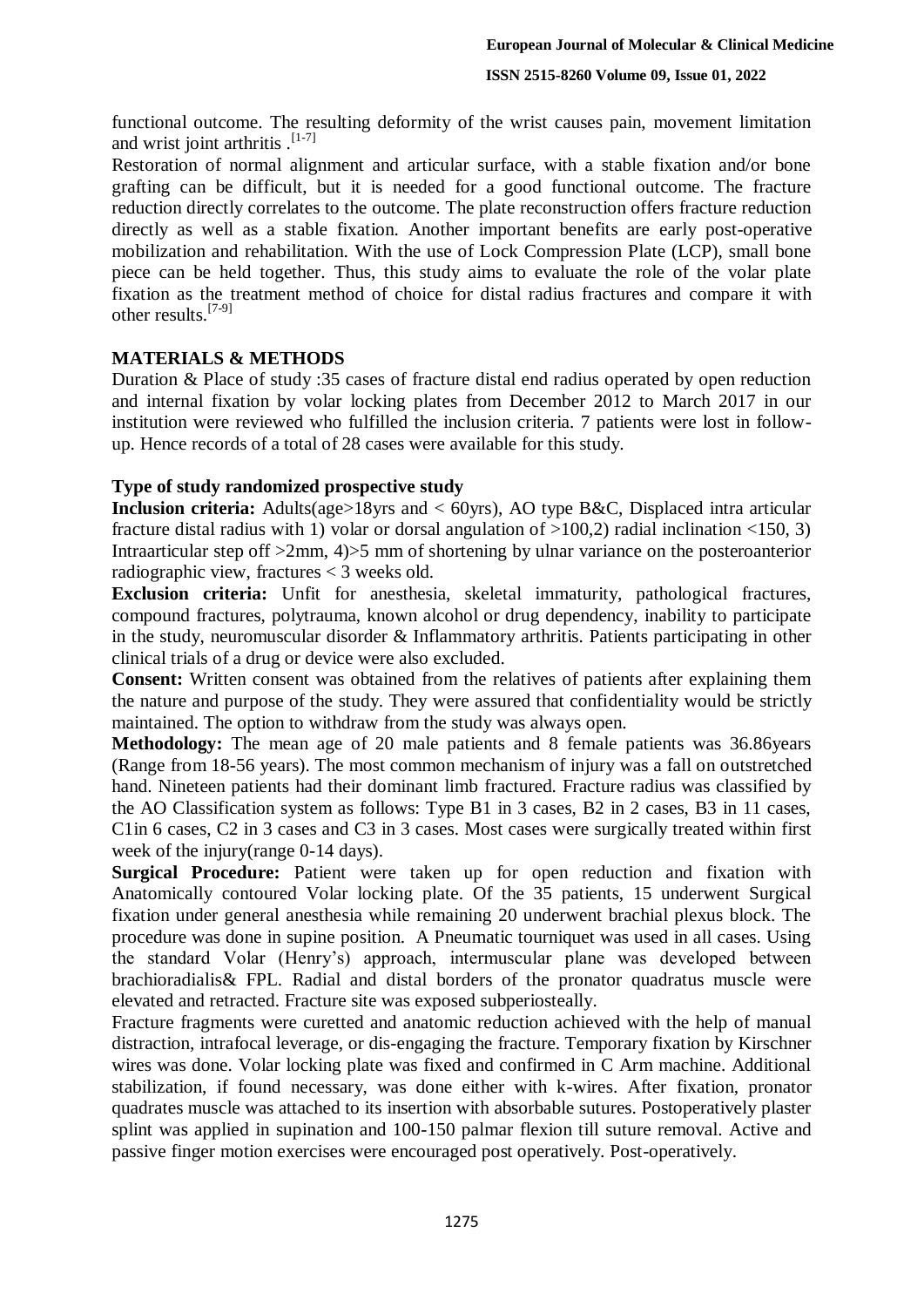functional outcome. The resulting deformity of the wrist causes pain, movement limitation and wrist joint arthritis .[1-7]

Restoration of normal alignment and articular surface, with a stable fixation and/or bone grafting can be difficult, but it is needed for a good functional outcome. The fracture reduction directly correlates to the outcome. The plate reconstruction offers fracture reduction directly as well as a stable fixation. Another important benefits are early post-operative mobilization and rehabilitation. With the use of Lock Compression Plate (LCP), small bone piece can be held together. Thus, this study aims to evaluate the role of the volar plate fixation as the treatment method of choice for distal radius fractures and compare it with other results.[7-9]

## MATERIALS & METHODS

Duration & Place of study :35 cases of fracture distal end radius operated by open reduction and internal fixation by volar locking plates from December 2012 to March 2017 in our institution were reviewed who fulfilled the inclusion criteria. 7 patients were lost in follow-up. Hence records of a total of 28 cases were available for this study.

### Type of study randomized prospective study

**Inclusion criteria:** Adults(age>18yrs and < 60yrs), AO type B&C, Displaced intra articular fracture distal radius with 1) volar or dorsal angulation of >100,2) radial inclination <150, 3) Intraarticular step off >2mm, 4)>5 mm of shortening by ulnar variance on the posteroanterior radiographic view, fractures < 3 weeks old.

**Exclusion criteria:** Unfit for anesthesia, skeletal immaturity, pathological fractures, compound fractures, polytrauma, known alcohol or drug dependency, inability to participate in the study, neuromuscular disorder & Inflammatory arthritis. Patients participating in other clinical trials of a drug or device were also excluded.

**Consent:** Written consent was obtained from the relatives of patients after explaining them the nature and purpose of the study. They were assured that confidentiality would be strictly maintained. The option to withdraw from the study was always open.

**Methodology:** The mean age of 20 male patients and 8 female patients was 36.86years (Range from 18-56 years). The most common mechanism of injury was a fall on outstretched hand. Nineteen patients had their dominant limb fractured. Fracture radius was classified by the AO Classification system as follows: Type B1 in 3 cases, B2 in 2 cases, B3 in 11 cases, C1in 6 cases, C2 in 3 cases and C3 in 3 cases. Most cases were surgically treated within first week of the injury(range 0-14 days).

**Surgical Procedure:** Patient were taken up for open reduction and fixation with Anatomically contoured Volar locking plate. Of the 35 patients, 15 underwent Surgical fixation under general anesthesia while remaining 20 underwent brachial plexus block. The procedure was done in supine position. A Pneumatic tourniquet was used in all cases. Using the standard Volar (Henry's) approach, intermuscular plane was developed between brachioradialis& FPL. Radial and distal borders of the pronator quadratus muscle were elevated and retracted. Fracture site was exposed subperiosteally.

Fracture fragments were curetted and anatomic reduction achieved with the help of manual distraction, intrafocal leverage, or dis-engaging the fracture. Temporary fixation by Kirschner wires was done. Volar locking plate was fixed and confirmed in C Arm machine. Additional stabilization, if found necessary, was done either with k-wires. After fixation, pronator quadrates muscle was attached to its insertion with absorbable sutures. Postoperatively plaster splint was applied in supination and 100-150 palmar flexion till suture removal. Active and passive finger motion exercises were encouraged post operatively. Post-operatively.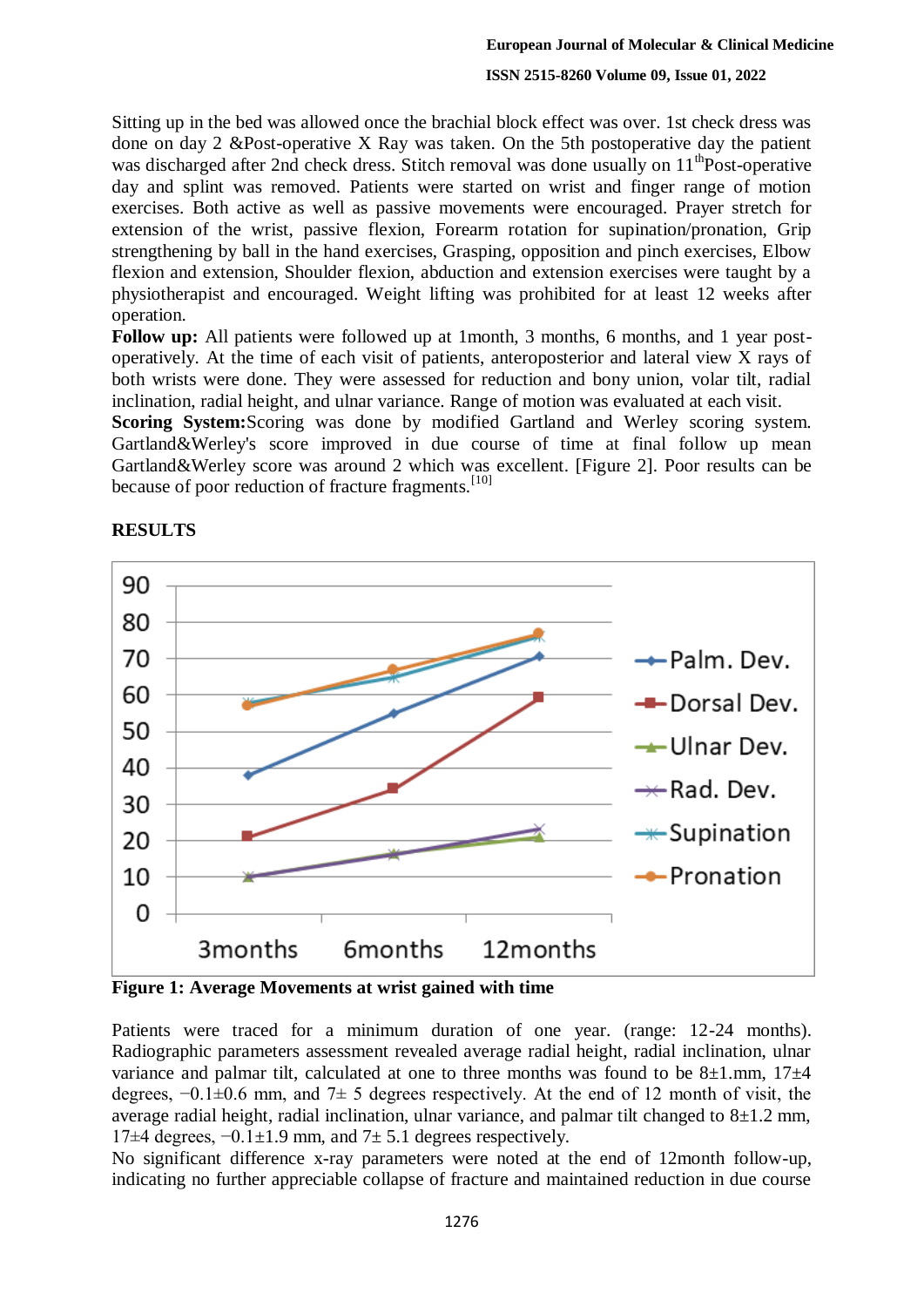Sitting up in the bed was allowed once the brachial block effect was over. 1st check dress was done on day 2 &Post-operative X Ray was taken. On the 5th postoperative day the patient was discharged after 2nd check dress. Stitch removal was done usually on 11thPost-operative day and splint was removed. Patients were started on wrist and finger range of motion exercises. Both active as well as passive movements were encouraged. Prayer stretch for extension of the wrist, passive flexion, Forearm rotation for supination/pronation, Grip strengthening by ball in the hand exercises, Grasping, opposition and pinch exercises, Elbow flexion and extension, Shoulder flexion, abduction and extension exercises were taught by a physiotherapist and encouraged. Weight lifting was prohibited for at least 12 weeks after operation.

**Follow up:** All patients were followed up at 1month, 3 months, 6 months, and 1 year post-operatively. At the time of each visit of patients, anteroposterior and lateral view X rays of both wrists were done. They were assessed for reduction and bony union, volar tilt, radial inclination, radial height, and ulnar variance. Range of motion was evaluated at each visit.

**Scoring System:**Scoring was done by modified Gartland and Werley scoring system. Gartland&Werley's score improved in due course of time at final follow up mean Gartland&Werley score was around 2 which was excellent. [Figure 2]. Poor results can be because of poor reduction of fracture fragments.[10]

## RESULTS

**Figure 1: Average Movements at wrist gained with time**

Patients were traced for a minimum duration of one year. (range: 12-24 months). Radiographic parameters assessment revealed average radial height, radial inclination, ulnar variance and palmar tilt, calculated at one to three months was found to be 8±1.mm, 17±4 degrees, −0.1±0.6 mm, and 7± 5 degrees respectively. At the end of 12 month of visit, the average radial height, radial inclination, ulnar variance, and palmar tilt changed to 8±1.2 mm, 17±4 degrees, −0.1±1.9 mm, and 7± 5.1 degrees respectively.

No significant difference x-ray parameters were noted at the end of 12month follow-up, indicating no further appreciable collapse of fracture and maintained reduction in due course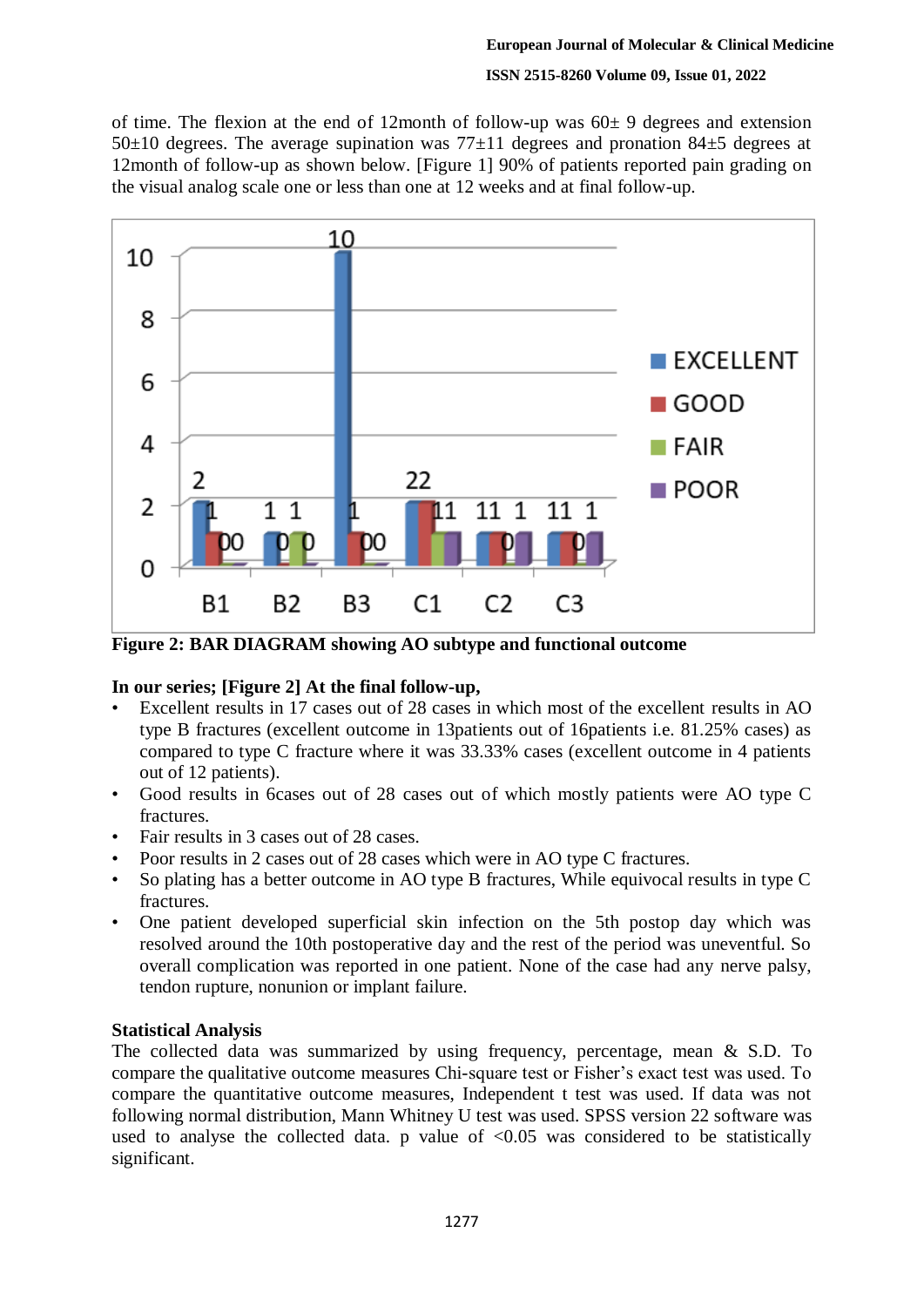of time. The flexion at the end of 12month of follow-up was 60± 9 degrees and extension 50±10 degrees. The average supination was 77±11 degrees and pronation 84±5 degrees at 12month of follow-up as shown below. [Figure 1] 90% of patients reported pain grading on the visual analog scale one or less than one at 12 weeks and at final follow-up.

**Figure 2: BAR DIAGRAM showing AO subtype and functional outcome**

**In our series; [Figure 2] At the final follow-up,**

- Excellent results in 17 cases out of 28 cases in which most of the excellent results in AO type B fractures (excellent outcome in 13patients out of 16patients i.e. 81.25% cases) as compared to type C fracture where it was 33.33% cases (excellent outcome in 4 patients out of 12 patients).
- Good results in 6cases out of 28 cases out of which mostly patients were AO type C fractures.
- Fair results in 3 cases out of 28 cases.
- Poor results in 2 cases out of 28 cases which were in AO type C fractures.
- So plating has a better outcome in AO type B fractures, While equivocal results in type C fractures.
- One patient developed superficial skin infection on the 5th postop day which was resolved around the 10th postoperative day and the rest of the period was uneventful. So overall complication was reported in one patient. None of the case had any nerve palsy, tendon rupture, nonunion or implant failure.

**Statistical Analysis**

The collected data was summarized by using frequency, percentage, mean & S.D. To compare the qualitative outcome measures Chi-square test or Fisher's exact test was used. To compare the quantitative outcome measures, Independent t test was used. If data was not following normal distribution, Mann Whitney U test was used. SPSS version 22 software was used to analyse the collected data. p value of <0.05 was considered to be statistically significant.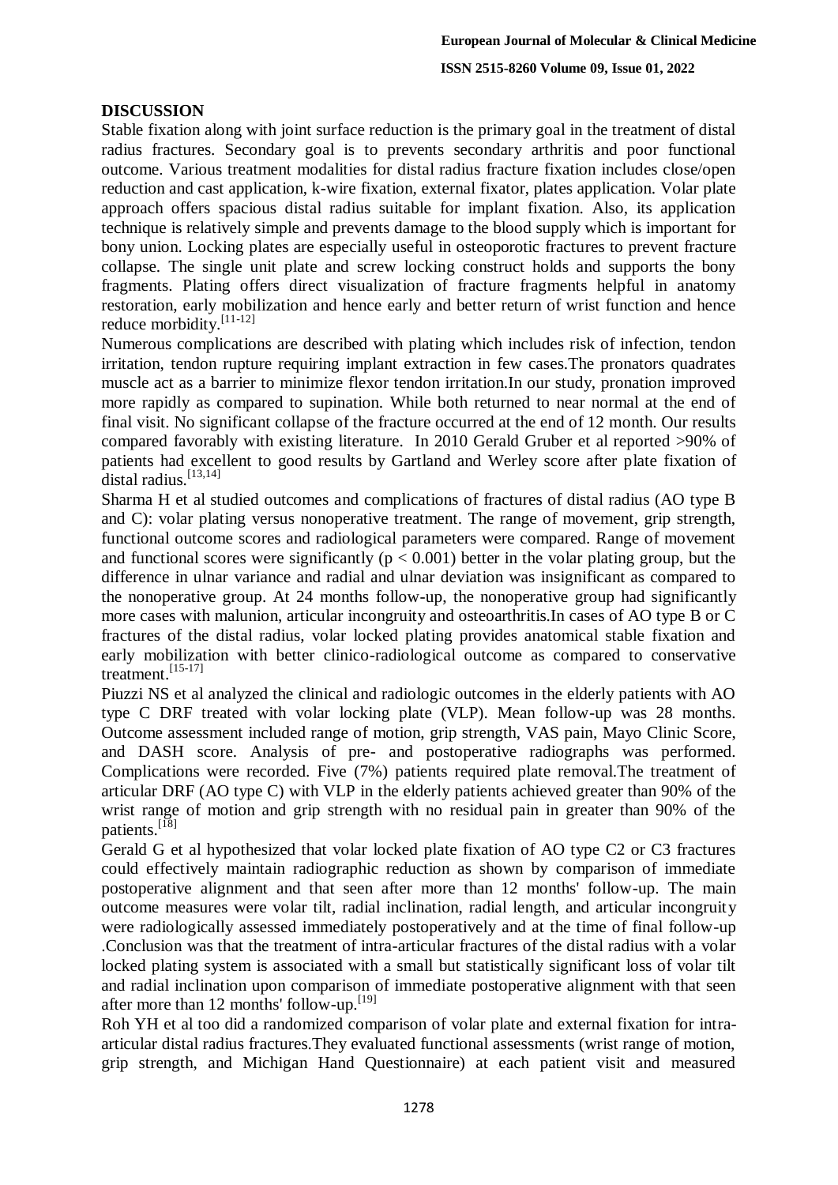## DISCUSSION

Stable fixation along with joint surface reduction is the primary goal in the treatment of distal radius fractures. Secondary goal is to prevents secondary arthritis and poor functional outcome. Various treatment modalities for distal radius fracture fixation includes close/open reduction and cast application, k-wire fixation, external fixator, plates application. Volar plate approach offers spacious distal radius suitable for implant fixation. Also, its application technique is relatively simple and prevents damage to the blood supply which is important for bony union. Locking plates are especially useful in osteoporotic fractures to prevent fracture collapse. The single unit plate and screw locking construct holds and supports the bony fragments. Plating offers direct visualization of fracture fragments helpful in anatomy restoration, early mobilization and hence early and better return of wrist function and hence reduce morbidity.[11-12]

Numerous complications are described with plating which includes risk of infection, tendon irritation, tendon rupture requiring implant extraction in few cases.The pronators quadrates muscle act as a barrier to minimize flexor tendon irritation.In our study, pronation improved more rapidly as compared to supination. While both returned to near normal at the end of final visit. No significant collapse of the fracture occurred at the end of 12 month. Our results compared favorably with existing literature. In 2010 Gerald Gruber et al reported >90% of patients had excellent to good results by Gartland and Werley score after plate fixation of distal radius.[13,14]

Sharma H et al studied outcomes and complications of fractures of distal radius (AO type B and C): volar plating versus nonoperative treatment. The range of movement, grip strength, functional outcome scores and radiological parameters were compared. Range of movement and functional scores were significantly ($p < 0.001$) better in the volar plating group, but the difference in ulnar variance and radial and ulnar deviation was insignificant as compared to the nonoperative group. At 24 months follow-up, the nonoperative group had significantly more cases with malunion, articular incongruity and osteoarthritis.In cases of AO type B or C fractures of the distal radius, volar locked plating provides anatomical stable fixation and early mobilization with better clinico-radiological outcome as compared to conservative treatment.[15-17]

Piuzzi NS et al analyzed the clinical and radiologic outcomes in the elderly patients with AO type C DRF treated with volar locking plate (VLP). Mean follow-up was 28 months. Outcome assessment included range of motion, grip strength, VAS pain, Mayo Clinic Score, and DASH score. Analysis of pre- and postoperative radiographs was performed. Complications were recorded. Five (7%) patients required plate removal.The treatment of articular DRF (AO type C) with VLP in the elderly patients achieved greater than 90% of the wrist range of motion and grip strength with no residual pain in greater than 90% of the patients.[18]

Gerald G et al hypothesized that volar locked plate fixation of AO type C2 or C3 fractures could effectively maintain radiographic reduction as shown by comparison of immediate postoperative alignment and that seen after more than 12 months' follow-up. The main outcome measures were volar tilt, radial inclination, radial length, and articular incongruity were radiologically assessed immediately postoperatively and at the time of final follow-up .Conclusion was that the treatment of intra-articular fractures of the distal radius with a volar locked plating system is associated with a small but statistically significant loss of volar tilt and radial inclination upon comparison of immediate postoperative alignment with that seen after more than 12 months' follow-up.[19]

Roh YH et al too did a randomized comparison of volar plate and external fixation for intra-articular distal radius fractures.They evaluated functional assessments (wrist range of motion, grip strength, and Michigan Hand Questionnaire) at each patient visit and measured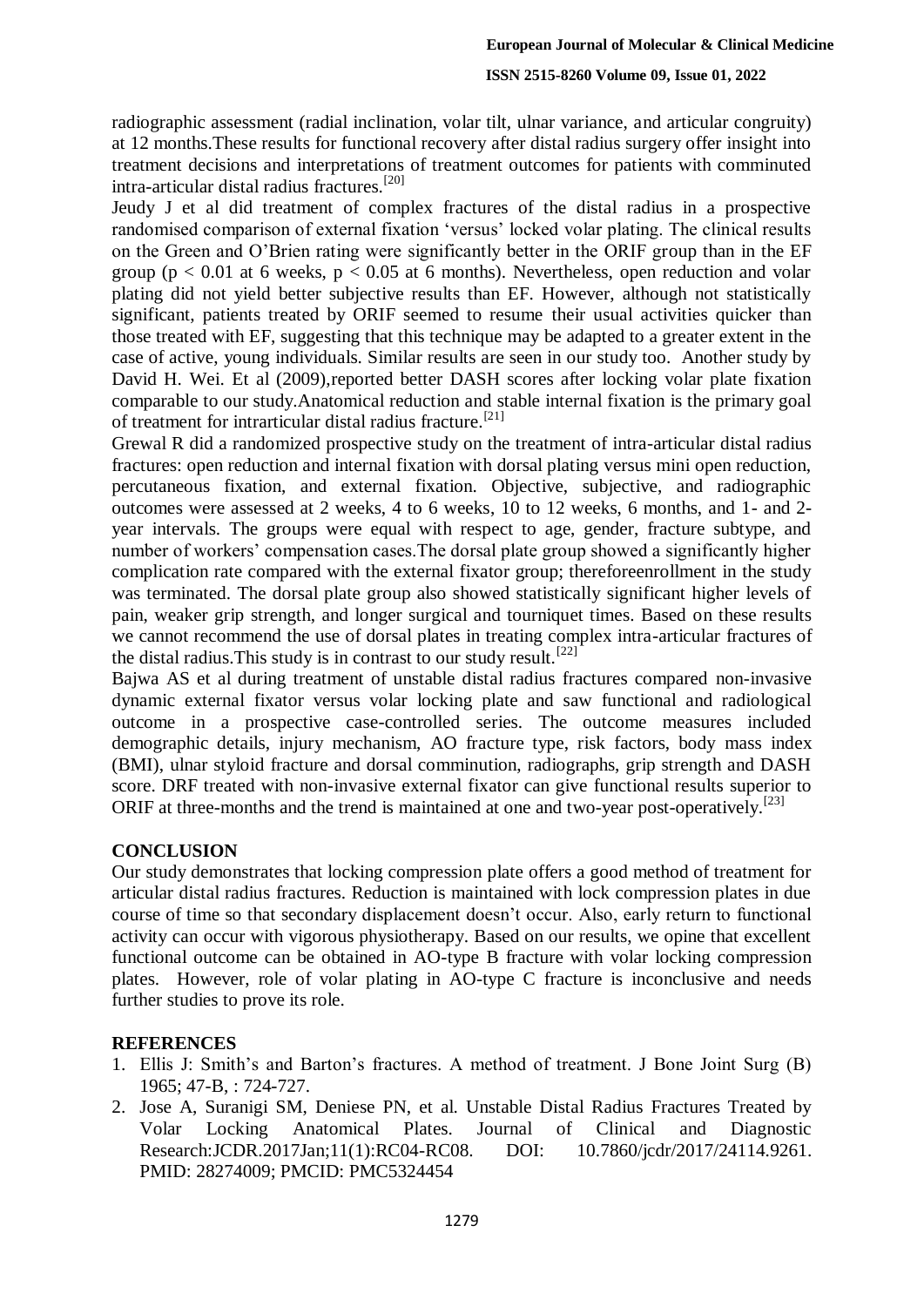radiographic assessment (radial inclination, volar tilt, ulnar variance, and articular congruity) at 12 months.These results for functional recovery after distal radius surgery offer insight into treatment decisions and interpretations of treatment outcomes for patients with comminuted intra-articular distal radius fractures.[20]

Jeudy J et al did treatment of complex fractures of the distal radius in a prospective randomised comparison of external fixation 'versus' locked volar plating. The clinical results on the Green and O'Brien rating were significantly better in the ORIF group than in the EF group ($p < 0.01$ at 6 weeks, $p < 0.05$ at 6 months). Nevertheless, open reduction and volar plating did not yield better subjective results than EF. However, although not statistically significant, patients treated by ORIF seemed to resume their usual activities quicker than those treated with EF, suggesting that this technique may be adapted to a greater extent in the case of active, young individuals. Similar results are seen in our study too. Another study by David H. Wei. Et al (2009),reported better DASH scores after locking volar plate fixation comparable to our study.Anatomical reduction and stable internal fixation is the primary goal of treatment for intrarticular distal radius fracture.[21]

Grewal R did a randomized prospective study on the treatment of intra-articular distal radius fractures: open reduction and internal fixation with dorsal plating versus mini open reduction, percutaneous fixation, and external fixation. Objective, subjective, and radiographic outcomes were assessed at 2 weeks, 4 to 6 weeks, 10 to 12 weeks, 6 months, and 1- and 2-year intervals. The groups were equal with respect to age, gender, fracture subtype, and number of workers' compensation cases.The dorsal plate group showed a significantly higher complication rate compared with the external fixator group; thereforeenrollment in the study was terminated. The dorsal plate group also showed statistically significant higher levels of pain, weaker grip strength, and longer surgical and tourniquet times. Based on these results we cannot recommend the use of dorsal plates in treating complex intra-articular fractures of the distal radius.This study is in contrast to our study result.[22]

Bajwa AS et al during treatment of unstable distal radius fractures compared non-invasive dynamic external fixator versus volar locking plate and saw functional and radiological outcome in a prospective case-controlled series. The outcome measures included demographic details, injury mechanism, AO fracture type, risk factors, body mass index (BMI), ulnar styloid fracture and dorsal comminution, radiographs, grip strength and DASH score. DRF treated with non-invasive external fixator can give functional results superior to ORIF at three-months and the trend is maintained at one and two-year post-operatively.[23]

## CONCLUSION

Our study demonstrates that locking compression plate offers a good method of treatment for articular distal radius fractures. Reduction is maintained with lock compression plates in due course of time so that secondary displacement doesn't occur. Also, early return to functional activity can occur with vigorous physiotherapy. Based on our results, we opine that excellent functional outcome can be obtained in AO-type B fracture with volar locking compression plates. However, role of volar plating in AO-type C fracture is inconclusive and needs further studies to prove its role.

## REFERENCES

1. Ellis J: Smith's and Barton's fractures. A method of treatment. J Bone Joint Surg (B) 1965; 47-B, : 724-727.
2. Jose A, Suranigi SM, Deniese PN, et al. Unstable Distal Radius Fractures Treated by Volar Locking Anatomical Plates. Journal of Clinical and Diagnostic Research:JCDR.2017Jan;11(1):RC04-RC08. DOI: 10.7860/jcdr/2017/24114.9261. PMID: 28274009; PMCID: PMC5324454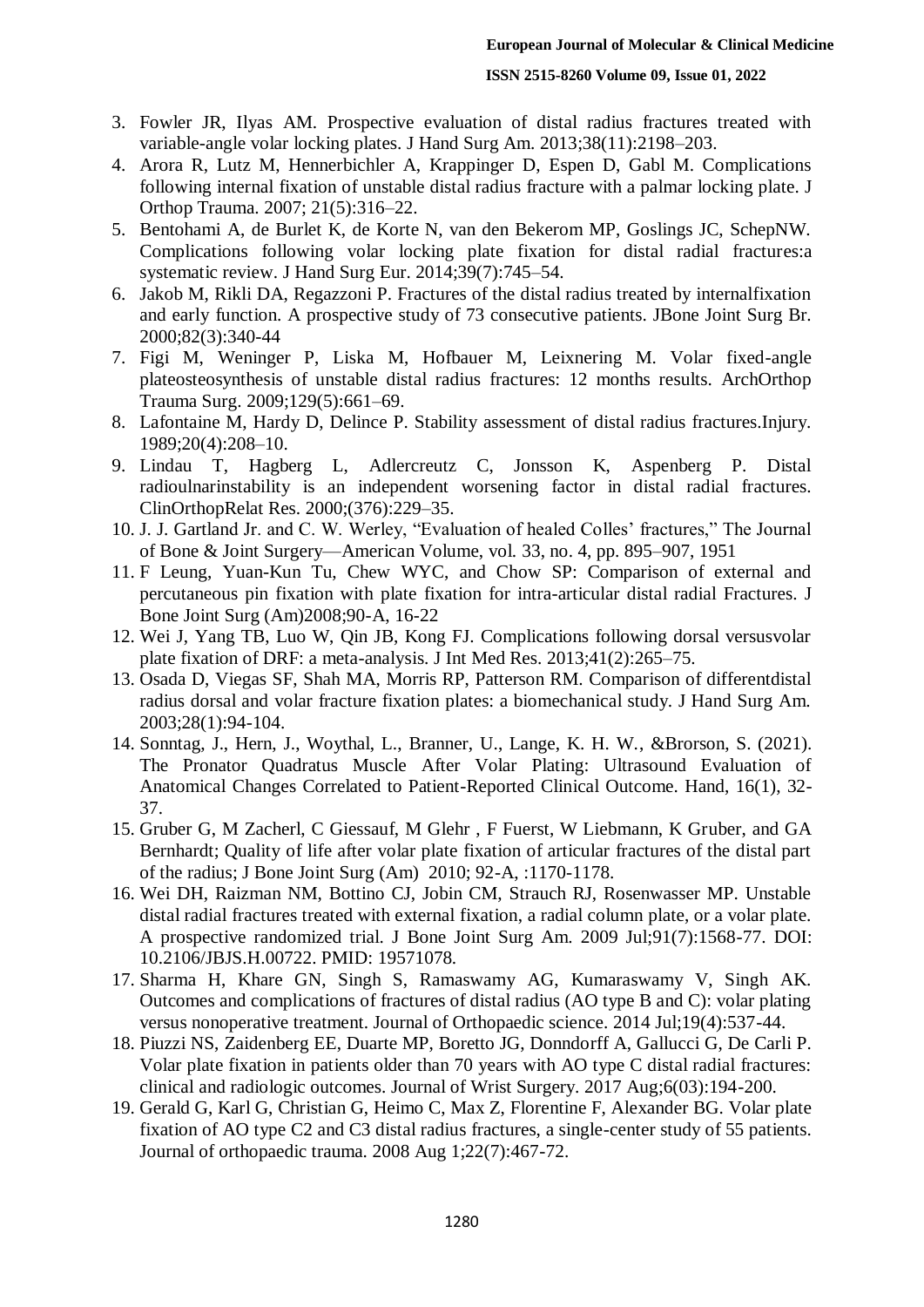3. Fowler JR, Ilyas AM. Prospective evaluation of distal radius fractures treated with variable-angle volar locking plates. J Hand Surg Am. 2013;38(11):2198–203.
4. Arora R, Lutz M, Hennerbichler A, Krappinger D, Espen D, Gabl M. Complications following internal fixation of unstable distal radius fracture with a palmar locking plate. J Orthop Trauma. 2007; 21(5):316–22.
5. Bentohami A, de Burlet K, de Korte N, van den Bekerom MP, Goslings JC, SchepNW. Complications following volar locking plate fixation for distal radial fractures:a systematic review. J Hand Surg Eur. 2014;39(7):745–54.
6. Jakob M, Rikli DA, Regazzoni P. Fractures of the distal radius treated by internalfixation and early function. A prospective study of 73 consecutive patients. JBone Joint Surg Br. 2000;82(3):340-44
7. Figi M, Weninger P, Liska M, Hofbauer M, Leixnering M. Volar fixed-angle plateosteosynthesis of unstable distal radius fractures: 12 months results. ArchOrthop Trauma Surg. 2009;129(5):661–69.
8. Lafontaine M, Hardy D, Delince P. Stability assessment of distal radius fractures.Injury. 1989;20(4):208–10.
9. Lindau T, Hagberg L, Adlercreutz C, Jonsson K, Aspenberg P. Distal radioulnarinstability is an independent worsening factor in distal radial fractures. ClinOrthopRelat Res. 2000;(376):229–35.
10. J. J. Gartland Jr. and C. W. Werley, "Evaluation of healed Colles' fractures," The Journal of Bone & Joint Surgery—American Volume, vol. 33, no. 4, pp. 895–907, 1951
11. F Leung, Yuan-Kun Tu, Chew WYC, and Chow SP: Comparison of external and percutaneous pin fixation with plate fixation for intra-articular distal radial Fractures. J Bone Joint Surg (Am)2008;90-A, 16-22
12. Wei J, Yang TB, Luo W, Qin JB, Kong FJ. Complications following dorsal versusvolar plate fixation of DRF: a meta-analysis. J Int Med Res. 2013;41(2):265–75.
13. Osada D, Viegas SF, Shah MA, Morris RP, Patterson RM. Comparison of differentdistal radius dorsal and volar fracture fixation plates: a biomechanical study. J Hand Surg Am. 2003;28(1):94-104.
14. Sonntag, J., Hern, J., Woythal, L., Branner, U., Lange, K. H. W., &Brorson, S. (2021). The Pronator Quadratus Muscle After Volar Plating: Ultrasound Evaluation of Anatomical Changes Correlated to Patient-Reported Clinical Outcome. Hand, 16(1), 32-37.
15. Gruber G, M Zacherl, C Giessauf, M Glehr , F Fuerst, W Liebmann, K Gruber, and GA Bernhardt; Quality of life after volar plate fixation of articular fractures of the distal part of the radius; J Bone Joint Surg (Am) 2010; 92-A, :1170-1178.
16. Wei DH, Raizman NM, Bottino CJ, Jobin CM, Strauch RJ, Rosenwasser MP. Unstable distal radial fractures treated with external fixation, a radial column plate, or a volar plate. A prospective randomized trial. J Bone Joint Surg Am. 2009 Jul;91(7):1568-77. DOI: 10.2106/JBJS.H.00722. PMID: 19571078.
17. Sharma H, Khare GN, Singh S, Ramaswamy AG, Kumaraswamy V, Singh AK. Outcomes and complications of fractures of distal radius (AO type B and C): volar plating versus nonoperative treatment. Journal of Orthopaedic science. 2014 Jul;19(4):537-44.
18. Piuzzi NS, Zaidenberg EE, Duarte MP, Boretto JG, Donndorff A, Gallucci G, De Carli P. Volar plate fixation in patients older than 70 years with AO type C distal radial fractures: clinical and radiologic outcomes. Journal of Wrist Surgery. 2017 Aug;6(03):194-200.
19. Gerald G, Karl G, Christian G, Heimo C, Max Z, Florentine F, Alexander BG. Volar plate fixation of AO type C2 and C3 distal radius fractures, a single-center study of 55 patients. Journal of orthopaedic trauma. 2008 Aug 1;22(7):467-72.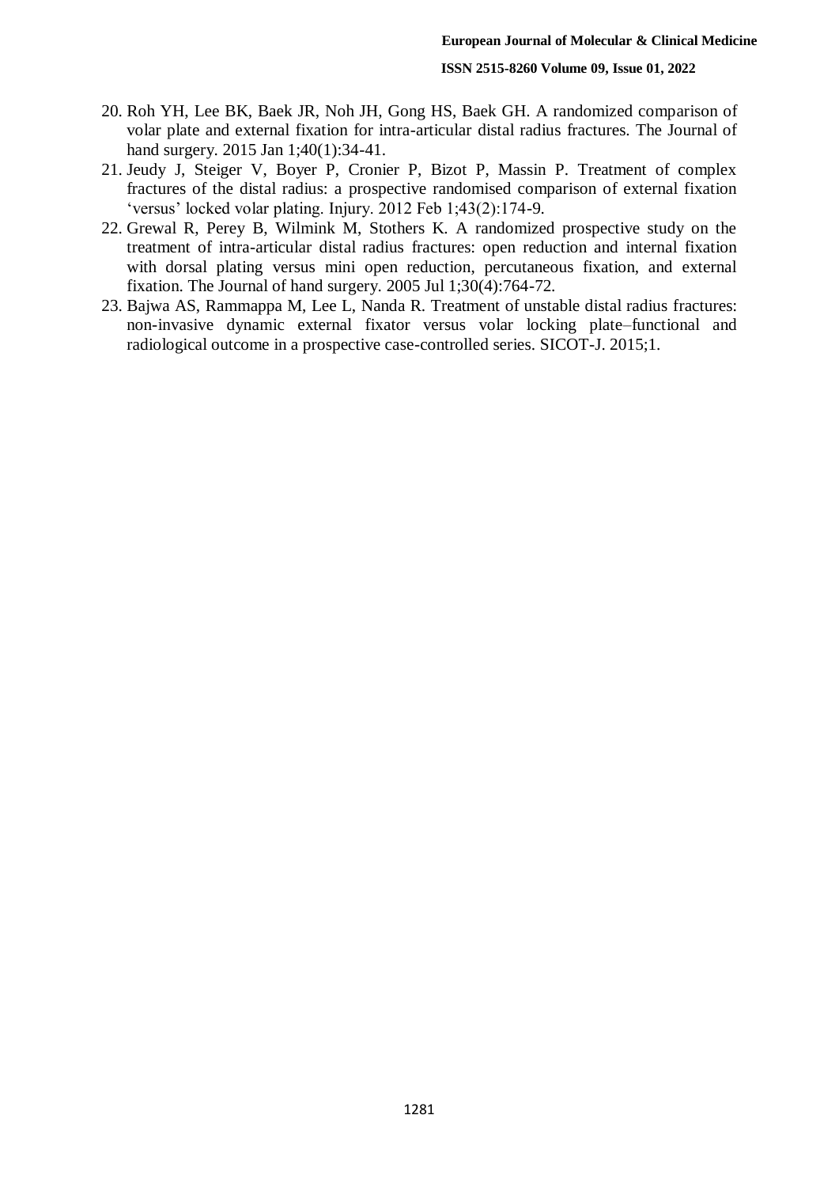20. Roh YH, Lee BK, Baek JR, Noh JH, Gong HS, Baek GH. A randomized comparison of volar plate and external fixation for intra-articular distal radius fractures. The Journal of hand surgery. 2015 Jan 1;40(1):34-41.
21. Jeudy J, Steiger V, Boyer P, Cronier P, Bizot P, Massin P. Treatment of complex fractures of the distal radius: a prospective randomised comparison of external fixation 'versus' locked volar plating. Injury. 2012 Feb 1;43(2):174-9.
22. Grewal R, Perey B, Wilmink M, Stothers K. A randomized prospective study on the treatment of intra-articular distal radius fractures: open reduction and internal fixation with dorsal plating versus mini open reduction, percutaneous fixation, and external fixation. The Journal of hand surgery. 2005 Jul 1;30(4):764-72.
23. Bajwa AS, Rammappa M, Lee L, Nanda R. Treatment of unstable distal radius fractures: non-invasive dynamic external fixator versus volar locking plate–functional and radiological outcome in a prospective case-controlled series. SICOT-J. 2015;1.